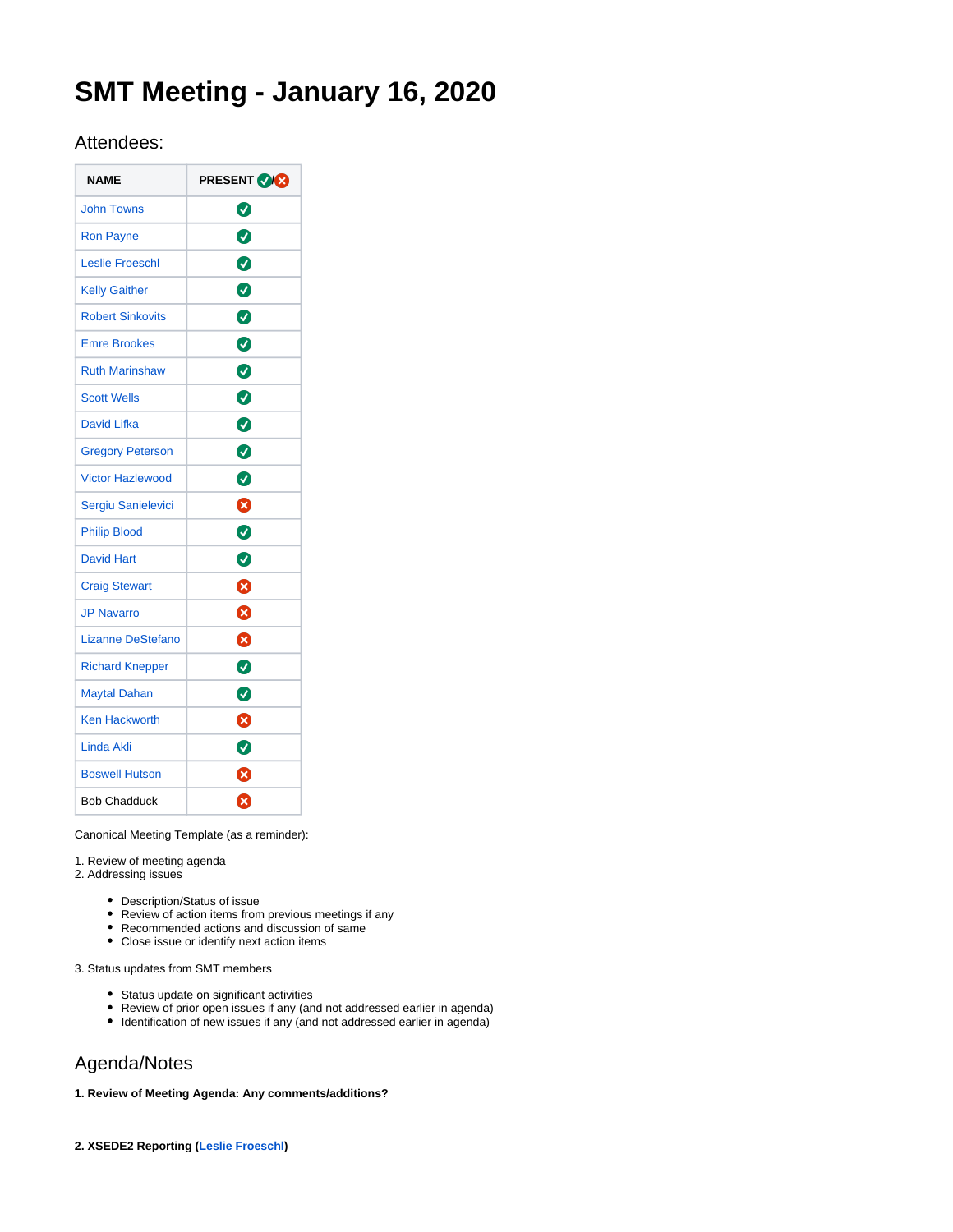# SMT Meeting - January 16, 2020

## Attendees:

| NAME | PRESENT ✅/❌ |
| --- | --- |
| John Towns | ✅ |
| Ron Payne | ✅ |
| Leslie Froeschl | ✅ |
| Kelly Gaither | ✅ |
| Robert Sinkovits | ✅ |
| Emre Brookes | ✅ |
| Ruth Marinshaw | ✅ |
| Scott Wells | ✅ |
| David Lifka | ✅ |
| Gregory Peterson | ✅ |
| Victor Hazlewood | ✅ |
| Sergiu Sanielevici | ❌ |
| Philip Blood | ✅ |
| David Hart | ✅ |
| Craig Stewart | ❌ |
| JP Navarro | ❌ |
| Lizanne DeStefano | ❌ |
| Richard Knepper | ✅ |
| Maytal Dahan | ✅ |
| Ken Hackworth | ❌ |
| Linda Akli | ✅ |
| Boswell Hutson | ❌ |
| Bob Chadduck | ❌ |

Canonical Meeting Template (as a reminder):

1. Review of meeting agenda
2. Addressing issues
    - Description/Status of issue
    - Review of action items from previous meetings if any
    - Recommended actions and discussion of same
    - Close issue or identify next action items
3. Status updates from SMT members
    - Status update on significant activities
    - Review of prior open issues if any (and not addressed earlier in agenda)
    - Identification of new issues if any (and not addressed earlier in agenda)

## Agenda/Notes

**1. Review of Meeting Agenda: Any comments/additions?**

**2. XSEDE2 Reporting (Leslie Froeschl)**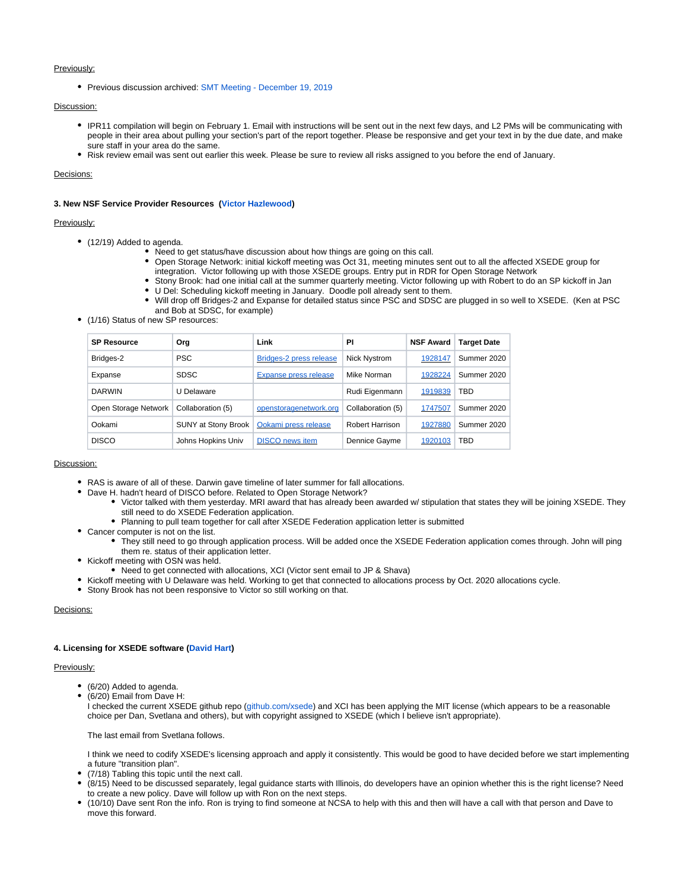Previously:

- Previous discussion archived: SMT Meeting - December 19, 2019

Discussion:

- IPR11 compilation will begin on February 1. Email with instructions will be sent out in the next few days, and L2 PMs will be communicating with people in their area about pulling your section's part of the report together. Please be responsive and get your text in by the due date, and make sure staff in your area do the same.
- Risk review email was sent out earlier this week. Please be sure to review all risks assigned to you before the end of January.

Decisions:

**3. New NSF Service Provider Resources (Victor Hazlewood)**

Previously:

- (12/19) Added to agenda.
    - Need to get status/have discussion about how things are going on this call.
    - Open Storage Network: initial kickoff meeting was Oct 31, meeting minutes sent out to all the affected XSEDE group for integration. Victor following up with those XSEDE groups. Entry put in RDR for Open Storage Network
    - Stony Brook: had one initial call at the summer quarterly meeting. Victor following up with Robert to do an SP kickoff in Jan
    - U Del: Scheduling kickoff meeting in January. Doodle poll already sent to them.
    - Will drop off Bridges-2 and Expanse for detailed status since PSC and SDSC are plugged in so well to XSEDE. (Ken at PSC and Bob at SDSC, for example)
- (1/16) Status of new SP resources:

| SP Resource | Org | Link | PI | NSF Award | Target Date |
|---|---|---|---|---|---|
| Bridges-2 | PSC | Bridges-2 press release | Nick Nystrom | 1928147 | Summer 2020 |
| Expanse | SDSC | Expanse press release | Mike Norman | 1928224 | Summer 2020 |
| DARWIN | U Delaware | | Rudi Eigenmann | 1919839 | TBD |
| Open Storage Network | Collaboration (5) | openstoragenetwork.org | Collaboration (5) | 1747507 | Summer 2020 |
| Ookami | SUNY at Stony Brook | Ookami press release | Robert Harrison | 1927880 | Summer 2020 |
| DISCO | Johns Hopkins Univ | DISCO news item | Dennice Gayme | 1920103 | TBD |

Discussion:

- RAS is aware of all of these. Darwin gave timeline of later summer for fall allocations.
- Dave H. hadn't heard of DISCO before. Related to Open Storage Network?
    - Victor talked with them yesterday. MRI award that has already been awarded w/ stipulation that states they will be joining XSEDE. They still need to do XSEDE Federation application.
    - Planning to pull team together for call after XSEDE Federation application letter is submitted
- Cancer computer is not on the list.
    - They still need to go through application process. Will be added once the XSEDE Federation application comes through. John will ping them re. status of their application letter.
- Kickoff meeting with OSN was held.
    - Need to get connected with allocations, XCI (Victor sent email to JP & Shava)
- Kickoff meeting with U Delaware was held. Working to get that connected to allocations process by Oct. 2020 allocations cycle.
- Stony Brook has not been responsive to Victor so still working on that.

Decisions:

**4. Licensing for XSEDE software (David Hart)**

Previously:

- (6/20) Added to agenda.
- (6/20) Email from Dave H:
  I checked the current XSEDE github repo (github.com/xsede) and XCI has been applying the MIT license (which appears to be a reasonable choice per Dan, Svetlana and others), but with copyright assigned to XSEDE (which I believe isn't appropriate).

  The last email from Svetlana follows.

  I think we need to codify XSEDE's licensing approach and apply it consistently. This would be good to have decided before we start implementing a future "transition plan".
- (7/18) Tabling this topic until the next call.
- (8/15) Need to be discussed separately, legal guidance starts with Illinois, do developers have an opinion whether this is the right license? Need to create a new policy. Dave will follow up with Ron on the next steps.
- (10/10) Dave sent Ron the info. Ron is trying to find someone at NCSA to help with this and then will have a call with that person and Dave to move this forward.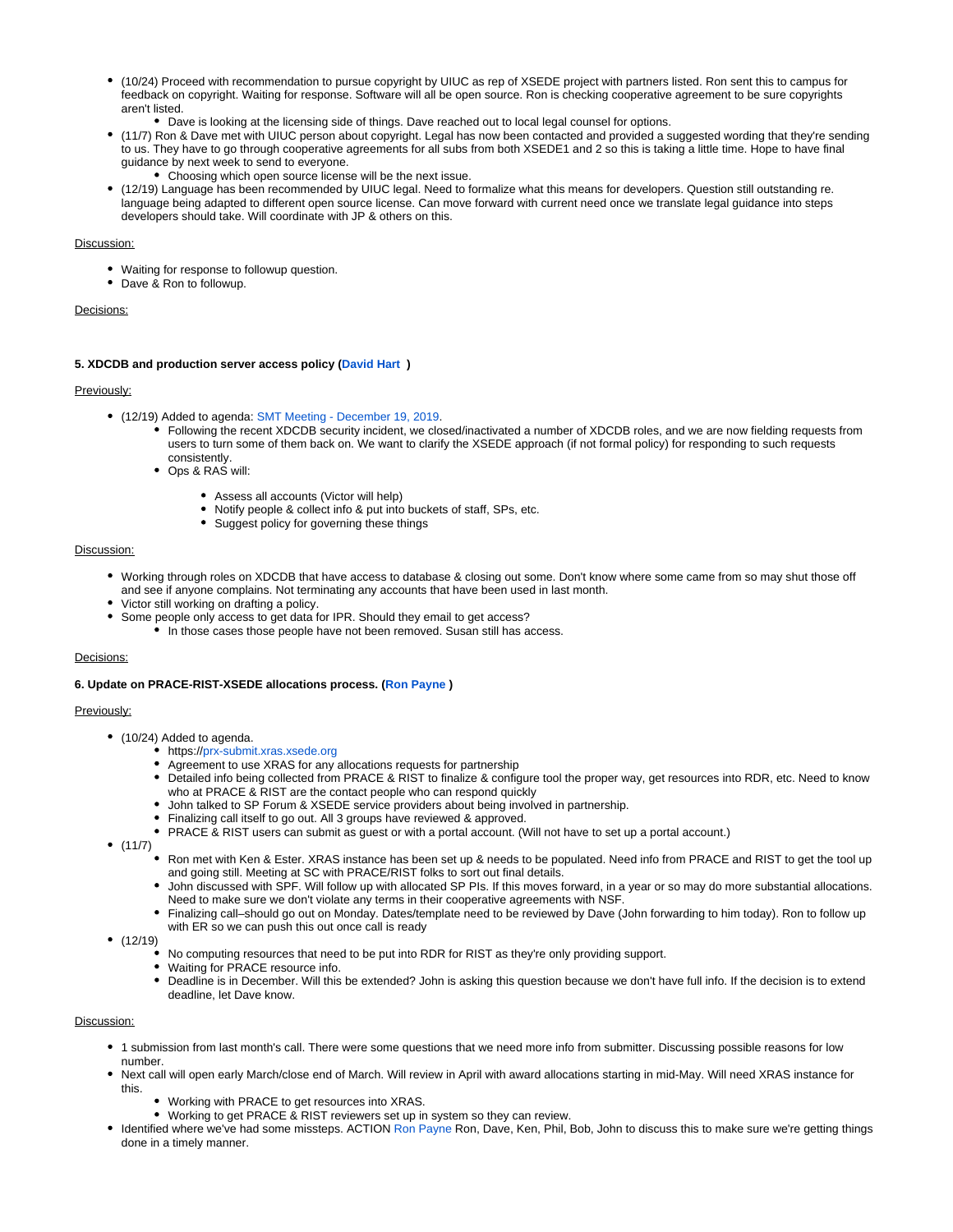- (10/24) Proceed with recommendation to pursue copyright by UIUC as rep of XSEDE project with partners listed. Ron sent this to campus for feedback on copyright. Waiting for response. Software will all be open source. Ron is checking cooperative agreement to be sure copyrights aren't listed.
  - Dave is looking at the licensing side of things. Dave reached out to local legal counsel for options.
- (11/7) Ron & Dave met with UIUC person about copyright. Legal has now been contacted and provided a suggested wording that they're sending to us. They have to go through cooperative agreements for all subs from both XSEDE1 and 2 so this is taking a little time. Hope to have final guidance by next week to send to everyone.
  - Choosing which open source license will be the next issue.
- (12/19) Language has been recommended by UIUC legal. Need to formalize what this means for developers. Question still outstanding re. language being adapted to different open source license. Can move forward with current need once we translate legal guidance into steps developers should take. Will coordinate with JP & others on this.

Discussion:

- Waiting for response to followup question.
- Dave & Ron to followup.

Decisions:

**5. XDCDB and production server access policy (David Hart )**

Previously:

- (12/19) Added to agenda: SMT Meeting - December 19, 2019.
  - Following the recent XDCDB security incident, we closed/inactivated a number of XDCDB roles, and we are now fielding requests from users to turn some of them back on. We want to clarify the XSEDE approach (if not formal policy) for responding to such requests consistently.
  - Ops & RAS will:
    - Assess all accounts (Victor will help)
    - Notify people & collect info & put into buckets of staff, SPs, etc.
    - Suggest policy for governing these things

Discussion:

- Working through roles on XDCDB that have access to database & closing out some. Don't know where some came from so may shut those off and see if anyone complains. Not terminating any accounts that have been used in last month.
- Victor still working on drafting a policy.
- Some people only access to get data for IPR. Should they email to get access?
  - In those cases those people have not been removed. Susan still has access.

Decisions:

**6. Update on PRACE-RIST-XSEDE allocations process. (Ron Payne )**

Previously:

- (10/24) Added to agenda.
  - https://prx-submit.xras.xsede.org
  - Agreement to use XRAS for any allocations requests for partnership
  - Detailed info being collected from PRACE & RIST to finalize & configure tool the proper way, get resources into RDR, etc. Need to know who at PRACE & RIST are the contact people who can respond quickly
  - John talked to SP Forum & XSEDE service providers about being involved in partnership.
  - Finalizing call itself to go out. All 3 groups have reviewed & approved.
  - PRACE & RIST users can submit as guest or with a portal account. (Will not have to set up a portal account.)
- (11/7)
  - Ron met with Ken & Ester. XRAS instance has been set up & needs to be populated. Need info from PRACE and RIST to get the tool up and going still. Meeting at SC with PRACE/RIST folks to sort out final details.
  - John discussed with SPF. Will follow up with allocated SP PIs. If this moves forward, in a year or so may do more substantial allocations. Need to make sure we don't violate any terms in their cooperative agreements with NSF.
  - Finalizing call–should go out on Monday. Dates/template need to be reviewed by Dave (John forwarding to him today). Ron to follow up with ER so we can push this out once call is ready
- (12/19)
  - No computing resources that need to be put into RDR for RIST as they're only providing support.
  - Waiting for PRACE resource info.
  - Deadline is in December. Will this be extended? John is asking this question because we don't have full info. If the decision is to extend deadline, let Dave know.

Discussion:

- 1 submission from last month's call. There were some questions that we need more info from submitter. Discussing possible reasons for low number.
- Next call will open early March/close end of March. Will review in April with award allocations starting in mid-May. Will need XRAS instance for this.
  - Working with PRACE to get resources into XRAS.
  - Working to get PRACE & RIST reviewers set up in system so they can review.
- Identified where we've had some missteps. ACTION Ron Payne Ron, Dave, Ken, Phil, Bob, John to discuss this to make sure we're getting things done in a timely manner.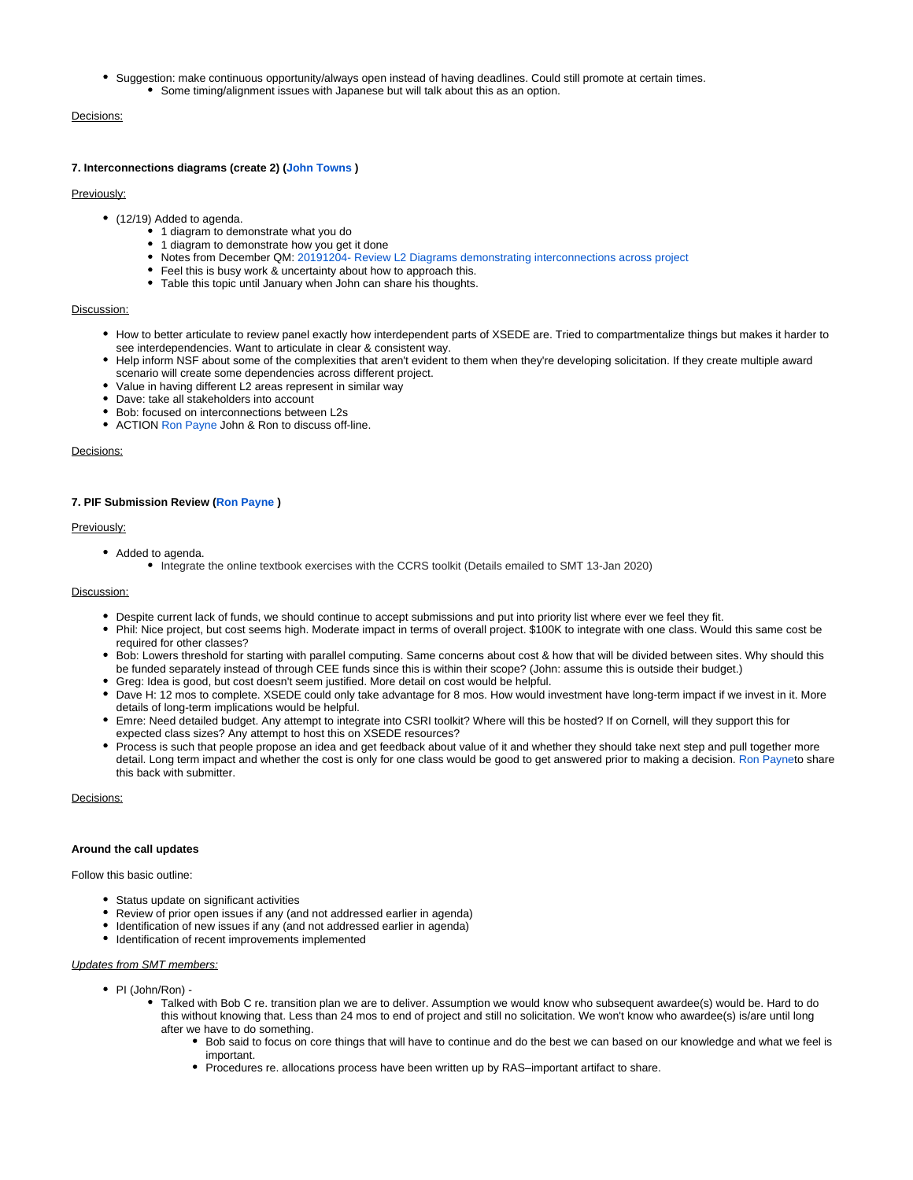- Suggestion: make continuous opportunity/always open instead of having deadlines. Could still promote at certain times.
  - Some timing/alignment issues with Japanese but will talk about this as an option.

Decisions:

**7. Interconnections diagrams (create 2) (John Towns )**

Previously:

- (12/19) Added to agenda.
  - 1 diagram to demonstrate what you do
  - 1 diagram to demonstrate how you get it done
  - Notes from December QM: 20191204- Review L2 Diagrams demonstrating interconnections across project
  - Feel this is busy work & uncertainty about how to approach this.
  - Table this topic until January when John can share his thoughts.

Discussion:

- How to better articulate to review panel exactly how interdependent parts of XSEDE are. Tried to compartmentalize things but makes it harder to see interdependencies. Want to articulate in clear & consistent way.
- Help inform NSF about some of the complexities that aren't evident to them when they're developing solicitation. If they create multiple award scenario will create some dependencies across different project.
- Value in having different L2 areas represent in similar way
- Dave: take all stakeholders into account
- Bob: focused on interconnections between L2s
- ACTION Ron Payne John & Ron to discuss off-line.

Decisions:

**7. PIF Submission Review (Ron Payne )**

Previously:

- Added to agenda.
  - Integrate the online textbook exercises with the CCRS toolkit (Details emailed to SMT 13-Jan 2020)

Discussion:

- Despite current lack of funds, we should continue to accept submissions and put into priority list where ever we feel they fit.
- Phil: Nice project, but cost seems high. Moderate impact in terms of overall project. $100K to integrate with one class. Would this same cost be required for other classes?
- Bob: Lowers threshold for starting with parallel computing. Same concerns about cost & how that will be divided between sites. Why should this be funded separately instead of through CEE funds since this is within their scope? (John: assume this is outside their budget.)
- Greg: Idea is good, but cost doesn't seem justified. More detail on cost would be helpful.
- Dave H: 12 mos to complete. XSEDE could only take advantage for 8 mos. How would investment have long-term impact if we invest in it. More details of long-term implications would be helpful.
- Emre: Need detailed budget. Any attempt to integrate into CSRI toolkit? Where will this be hosted? If on Cornell, will they support this for expected class sizes? Any attempt to host this on XSEDE resources?
- Process is such that people propose an idea and get feedback about value of it and whether they should take next step and pull together more detail. Long term impact and whether the cost is only for one class would be good to get answered prior to making a decision. Ron Payneto share this back with submitter.

Decisions:

**Around the call updates**

Follow this basic outline:

- Status update on significant activities
- Review of prior open issues if any (and not addressed earlier in agenda)
- Identification of new issues if any (and not addressed earlier in agenda)
- Identification of recent improvements implemented

*Updates from SMT members:*

- PI (John/Ron) -
  - Talked with Bob C re. transition plan we are to deliver. Assumption we would know who subsequent awardee(s) would be. Hard to do this without knowing that. Less than 24 mos to end of project and still no solicitation. We won't know who awardee(s) is/are until long after we have to do something.
    - Bob said to focus on core things that will have to continue and do the best we can based on our knowledge and what we feel is important.
    - Procedures re. allocations process have been written up by RAS–important artifact to share.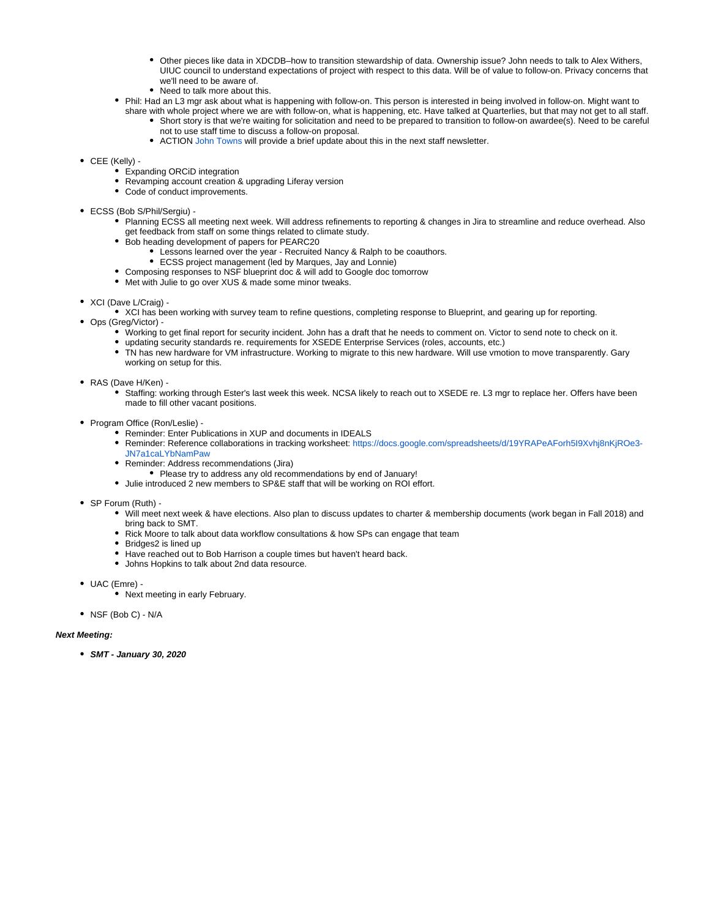- Other pieces like data in XDCDB–how to transition stewardship of data. Ownership issue? John needs to talk to Alex Withers, UIUC council to understand expectations of project with respect to this data. Will be of value to follow-on. Privacy concerns that we'll need to be aware of.
        - Need to talk more about this.
    - Phil: Had an L3 mgr ask about what is happening with follow-on. This person is interested in being involved in follow-on. Might want to share with whole project where we are with follow-on, what is happening, etc. Have talked at Quarterlies, but that may not get to all staff.
        - Short story is that we're waiting for solicitation and need to be prepared to transition to follow-on awardee(s). Need to be careful not to use staff time to discuss a follow-on proposal.
        - ACTION John Towns will provide a brief update about this in the next staff newsletter.

- CEE (Kelly) -
    - Expanding ORCiD integration
    - Revamping account creation & upgrading Liferay version
    - Code of conduct improvements.

- ECSS (Bob S/Phil/Sergiu) -
    - Planning ECSS all meeting next week. Will address refinements to reporting & changes in Jira to streamline and reduce overhead. Also get feedback from staff on some things related to climate study.
    - Bob heading development of papers for PEARC20
        - Lessons learned over the year - Recruited Nancy & Ralph to be coauthors.
        - ECSS project management (led by Marques, Jay and Lonnie)
    - Composing responses to NSF blueprint doc & will add to Google doc tomorrow
    - Met with Julie to go over XUS & made some minor tweaks.

- XCI (Dave L/Craig) -
    - XCI has been working with survey team to refine questions, completing response to Blueprint, and gearing up for reporting.
- Ops (Greg/Victor) -
    - Working to get final report for security incident. John has a draft that he needs to comment on. Victor to send note to check on it.
    - updating security standards re. requirements for XSEDE Enterprise Services (roles, accounts, etc.)
    - TN has new hardware for VM infrastructure. Working to migrate to this new hardware. Will use vmotion to move transparently. Gary working on setup for this.

- RAS (Dave H/Ken) -
    - Staffing: working through Ester's last week this week. NCSA likely to reach out to XSEDE re. L3 mgr to replace her. Offers have been made to fill other vacant positions.

- Program Office (Ron/Leslie) -
    - Reminder: Enter Publications in XUP and documents in IDEALS
    - Reminder: Reference collaborations in tracking worksheet: https://docs.google.com/spreadsheets/d/19YRAPeAForh5I9Xvhj8nKjROe3-JN7a1caLYbNamPaw
    - Reminder: Address recommendations (Jira)
        - Please try to address any old recommendations by end of January!
    - Julie introduced 2 new members to SP&E staff that will be working on ROI effort.

- SP Forum (Ruth) -
    - Will meet next week & have elections. Also plan to discuss updates to charter & membership documents (work began in Fall 2018) and bring back to SMT.
    - Rick Moore to talk about data workflow consultations & how SPs can engage that team
    - Bridges2 is lined up
    - Have reached out to Bob Harrison a couple times but haven't heard back.
    - Johns Hopkins to talk about 2nd data resource.

- UAC (Emre) -
    - Next meeting in early February.

- NSF (Bob C) - N/A

***Next Meeting:***

- ***SMT - January 30, 2020***